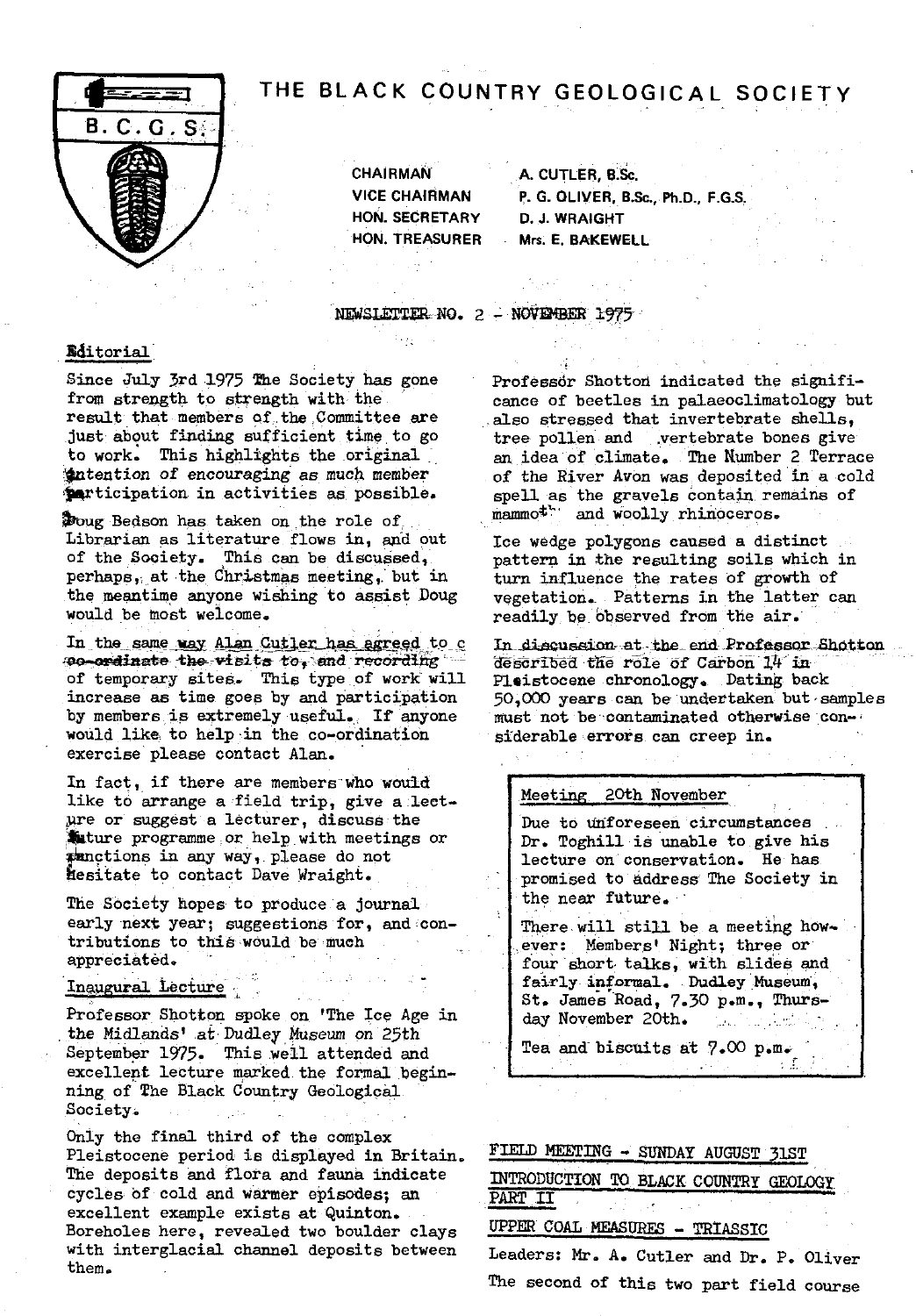# THE BLACK COUNTRY GEOLOGICAL SOCIETY

CHAIRMAN — A. CUTLER, B.Sc.
VICE CHAIRMAN — P. G. OLIVER, B.Sc., Ph.D., F.G.S.
HON. SECRETARY — D. J. WRAIGHT
HON. TREASURER — Mrs. E. BAKEWELL

NEWSLETTER NO. 2 - NOVEMBER 1975

## Editorial

Since July 3rd 1975 The Society has gone from strength to strength with the result that members of the Committee are just about finding sufficient time to go to work. This highlights the original intention of encouraging as much member participation in activities as possible.

Doug Bedson has taken on the role of Librarian as literature flows in, and out of the Society. This can be discussed, perhaps, at the Christmas meeting, but in the meantime anyone wishing to assist Doug would be most welcome.

In the same way Alan Cutler has agreed to co-ordinate the visits to, and recording of temporary sites. This type of work will increase as time goes by and participation by members is extremely useful. If anyone would like to help in the co-ordination exercise please contact Alan.

In fact, if there are members who would like to arrange a field trip, give a lecture or suggest a lecturer, discuss the future programme or help with meetings or functions in any way, please do not hesitate to contact Dave Wraight.

The Society hopes to produce a journal early next year; suggestions for, and contributions to this would be much appreciated.

## Inaugural Lecture

Professor Shotton spoke on 'The Ice Age in the Midlands' at Dudley Museum on 25th September 1975. This well attended and excellent lecture marked the formal beginning of The Black Country Geological Society.

Only the final third of the complex Pleistocene period is displayed in Britain. The deposits and flora and fauna indicate cycles of cold and warmer episodes; an excellent example exists at Quinton. Boreholes here, revealed two boulder clays with interglacial channel deposits between them.

Professor Shotton indicated the significance of beetles in palaeoclimatology but also stressed that invertebrate shells, tree pollen and vertebrate bones give an idea of climate. The Number 2 Terrace of the River Avon was deposited in a cold spell as the gravels contain remains of mammoth and woolly rhinoceros.

Ice wedge polygons caused a distinct pattern in the resulting soils which in turn influence the rates of growth of vegetation. Patterns in the latter can readily be observed from the air.

In discussion at the end Professor Shotton described the role of Carbon 14 in Pleistocene chronology. Dating back 50,000 years can be undertaken but samples must not be contaminated otherwise considerable errors can creep in.

### Meeting 20th November

Due to unforeseen circumstances Dr. Toghill is unable to give his lecture on conservation. He has promised to address The Society in the near future.

There will still be a meeting however: Members' Night; three or four short talks, with slides and fairly informal. Dudley Museum, St. James Road, 7.30 p.m., Thursday November 20th.

Tea and biscuits at 7.00 p.m.

## FIELD MEETING - SUNDAY AUGUST 31ST

## INTRODUCTION TO BLACK COUNTRY GEOLOGY PART II

## UPPER COAL MEASURES - TRIASSIC

Leaders: Mr. A. Cutler and Dr. P. Oliver

The second of this two part field course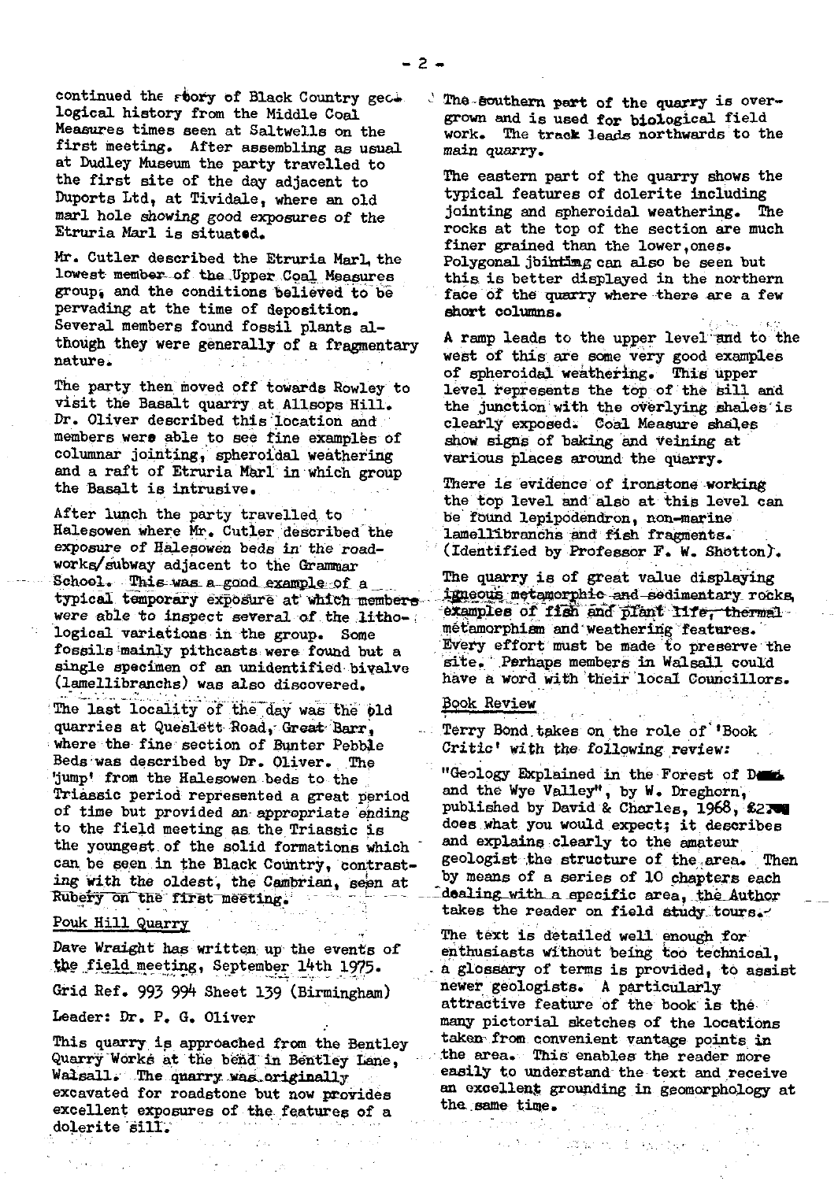continued the story of Black Country geological history from the Middle Coal Measures times seen at Saltwells on the first meeting. After assembling as usual at Dudley Museum the party travelled to the first site of the day adjacent to Duports Ltd, at Tividale, where an old marl hole showing good exposures of the Etruria Marl is situated.

Mr. Cutler described the Etruria Marl, the lowest member of the Upper Coal Measures group, and the conditions believed to be pervading at the time of deposition. Several members found fossil plants although they were generally of a fragmentary nature.

The party then moved off towards Rowley to visit the Basalt quarry at Allsops Hill. Dr. Oliver described this location and members were able to see fine examples of columnar jointing, spheroidal weathering and a raft of Etruria Marl in which group the Basalt is intrusive.

After lunch the party travelled to Halesowen where Mr. Cutler described the exposure of Halesowen beds in the roadworks/subway adjacent to the Grammar School. This was a good example of a typical temporary exposure at which members were able to inspect several of the lithological variations in the group. Some fossils mainly pithcasts were found but a single specimen of an unidentified bivalve (lamellibranchs) was also discovered.

The last locality of the day was the old quarries at Queslett Road, Great Barr, where the fine section of Bunter Pebble Beds was described by Dr. Oliver. The 'jump' from the Halesowen beds to the Triassic period represented a great period of time but provided an appropriate ending to the field meeting as the Triassic is the youngest of the solid formations which can be seen in the Black Country, contrasting with the oldest, the Cambrian, seen at Rubery on the first meeting.

## Pouk Hill Quarry

Dave Wraight has written up the events of the field meeting, September 14th 1975.

Grid Ref. 993 994 Sheet 139 (Birmingham)

Leader: Dr. P. G. Oliver

This quarry is approached from the Bentley Quarry Works at the bend in Bentley Lane, Walsall. The quarry was originally excavated for roadstone but now provides excellent exposures of the features of a dolerite sill.

The southern part of the quarry is overgrown and is used for biological field work. The track leads northwards to the main quarry.

The eastern part of the quarry shows the typical features of dolerite including jointing and spheroidal weathering. The rocks at the top of the section are much finer grained than the lower ones. Polygonal jointing can also be seen but this is better displayed in the northern face of the quarry where there are a few short columns.

A ramp leads to the upper level and to the west of this are some very good examples of spheroidal weathering. This upper level represents the top of the sill and the junction with the overlying shales is clearly exposed. Coal Measure shales show signs of baking and veining at various places around the quarry.

There is evidence of ironstone working the top level and also at this level can be found lepidodendron, non-marine lamellibranchs and fish fragments. (Identified by Professor F. W. Shotton).

The quarry is of great value displaying igneous metamorphic and sedimentary rocks, examples of fish and plant life, thermal metamorphism and weathering features. Every effort must be made to preserve the site. Perhaps members in Walsall could have a word with their local Councillors.

## Book Review

Terry Bond takes on the role of 'Book Critic' with the following review:

"Geology Explained in the Forest of Dean and the Wye Valley", by W. Dreghorn, published by David & Charles, 1968, £2.. does what you would expect; it describes and explains clearly to the amateur geologist the structure of the area. Then by means of a series of 10 chapters each dealing with a specific area, the Author takes the reader on field study tours.

The text is detailed well enough for enthusiasts without being too technical, a glossary of terms is provided, to assist newer geologists. A particularly attractive feature of the book is the many pictorial sketches of the locations taken from convenient vantage points in the area. This enables the reader more easily to understand the text and receive an excellent grounding in geomorphology at the same time.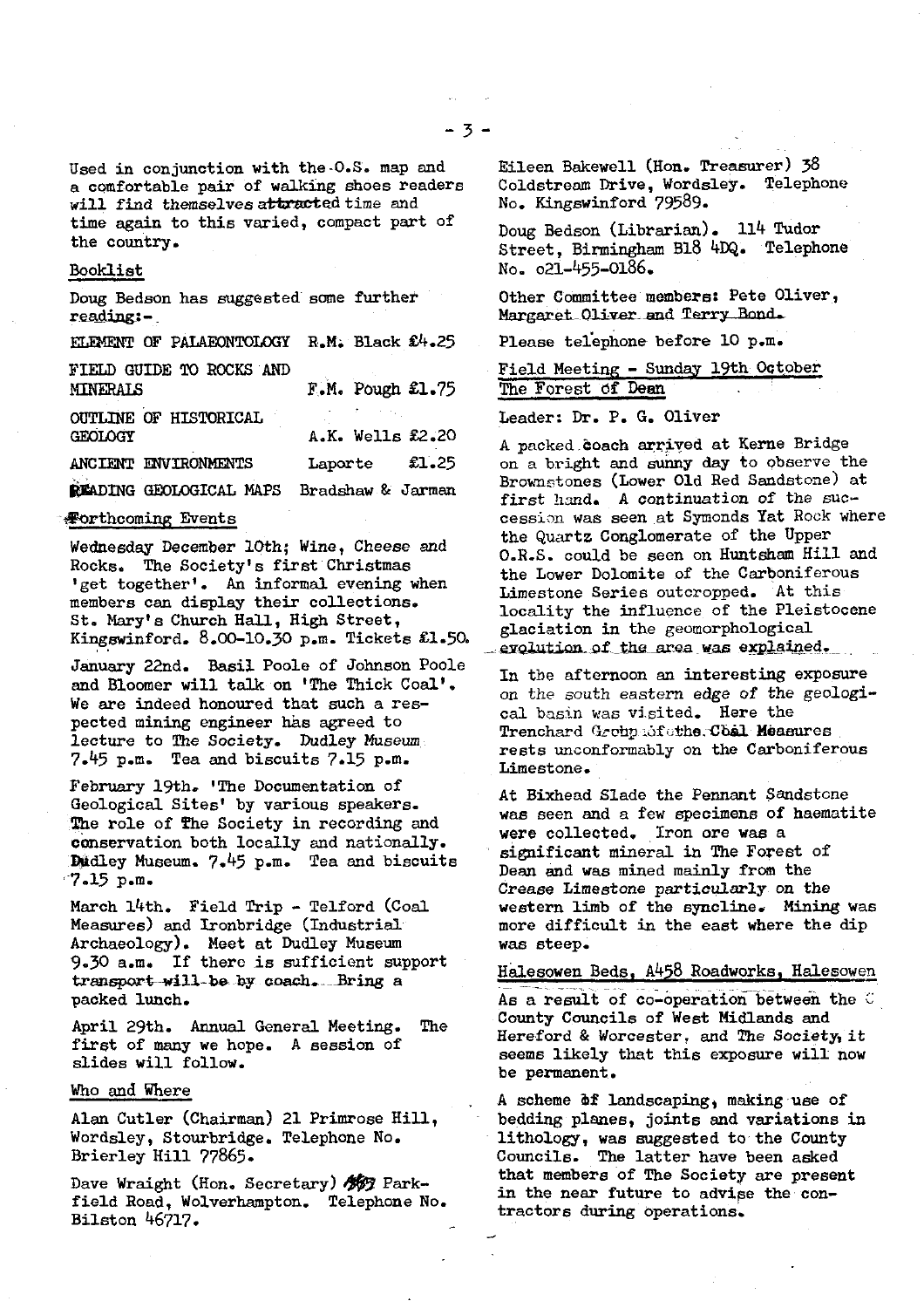Used in conjunction with the O.S. map and a comfortable pair of walking shoes readers will find themselves attracted time and time again to this varied, compact part of the country.

## Booklist

Doug Bedson has suggested some further reading:-

| | | |
|---|---|---|
| ELEMENT OF PALAEONTOLOGY | R.M. Black | £4.25 |
| FIELD GUIDE TO ROCKS AND MINERALS | F.M. Pough | £1.75 |
| OUTLINE OF HISTORICAL GEOLOGY | A.K. Wells | £2.20 |
| ANCIENT ENVIRONMENTS | Laporte | £1.25 |
| READING GEOLOGICAL MAPS | Bradshaw & Jarman | |

## Forthcoming Events

Wednesday December 10th; Wine, Cheese and Rocks. The Society's first Christmas 'get together'. An informal evening when members can display their collections. St. Mary's Church Hall, High Street, Kingswinford. 8.00-10.30 p.m. Tickets £1.50.

January 22nd. Basil Poole of Johnson Poole and Bloomer will talk on 'The Thick Coal'. We are indeed honoured that such a respected mining engineer has agreed to lecture to The Society. Dudley Museum 7.45 p.m. Tea and biscuits 7.15 p.m.

February 19th. 'The Documentation of Geological Sites' by various speakers. The role of The Society in recording and conservation both locally and nationally. Dudley Museum. 7.45 p.m. Tea and biscuits 7.15 p.m.

March 14th. Field Trip - Telford (Coal Measures) and Ironbridge (Industrial Archaeology). Meet at Dudley Museum 9.30 a.m. If there is sufficient support transport will be by coach. Bring a packed lunch.

April 29th. Annual General Meeting. The first of many we hope. A session of slides will follow.

## Who and Where

Alan Cutler (Chairman) 21 Primrose Hill, Wordsley, Stourbridge. Telephone No. Brierley Hill 77865.

Dave Wraight (Hon. Secretary) 485 Parkfield Road, Wolverhampton. Telephone No. Bilston 46717.

Eileen Bakewell (Hon. Treasurer) 38 Coldstream Drive, Wordsley. Telephone No. Kingswinford 79589.

Doug Bedson (Librarian). 114 Tudor Street, Birmingham B18 4DQ. Telephone No. 021-455-0186.

Other Committee members: Pete Oliver, Margaret Oliver and Terry Bond.

Please telephone before 10 p.m.

## Field Meeting - Sunday 19th October The Forest of Dean

Leader: Dr. P. G. Oliver

A packed coach arrived at Kerne Bridge on a bright and sunny day to observe the Brownstones (Lower Old Red Sandstone) at first hand. A continuation of the succession was seen at Symonds Yat Rock where the Quartz Conglomerate of the Upper O.R.S. could be seen on Huntsham Hill and the Lower Dolomite of the Carboniferous Limestone Series outcropped. At this locality the influence of the Pleistocene glaciation in the geomorphological evolution of the area was explained.

In the afternoon an interesting exposure on the south eastern edge of the geological basin was visited. Here the Trenchard Group of the Coal Measures rests unconformably on the Carboniferous Limestone.

At Bixhead Slade the Pennant Sandstone was seen and a few specimens of haematite were collected. Iron ore was a significant mineral in The Forest of Dean and was mined mainly from the Crease Limestone particularly on the western limb of the syncline. Mining was more difficult in the east where the dip was steep.

## Halesowen Beds, A458 Roadworks, Halesowen

As a result of co-operation between the County Councils of West Midlands and Hereford & Worcester, and The Society, it seems likely that this exposure will now be permanent.

A scheme of landscaping, making use of bedding planes, joints and variations in lithology, was suggested to the County Councils. The latter have been asked that members of The Society are present in the near future to advise the contractors during operations.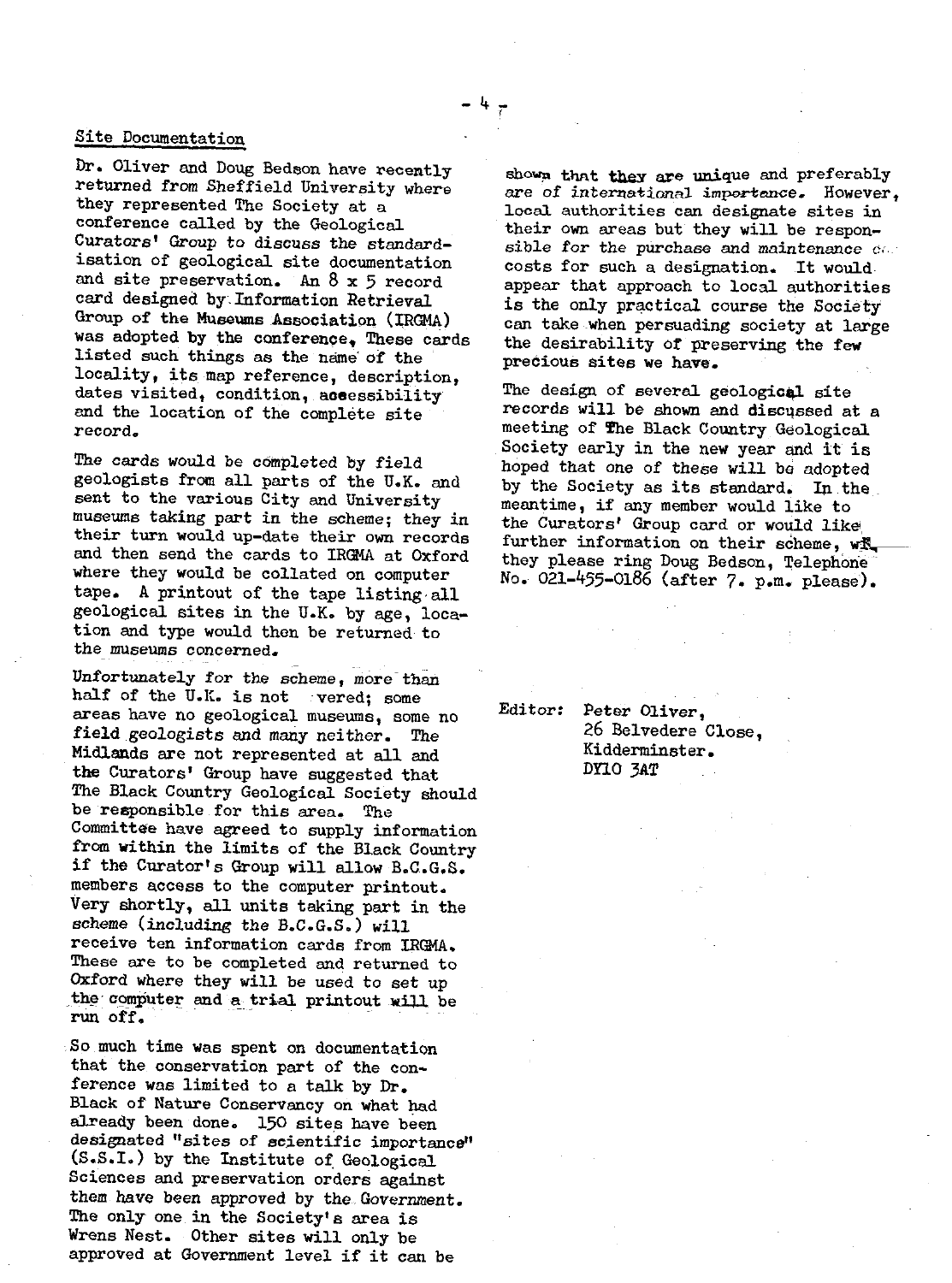## Site Documentation

Dr. Oliver and Doug Bedson have recently returned from Sheffield University where they represented The Society at a conference called by the Geological Curators' Group to discuss the standardisation of geological site documentation and site preservation. An 8 x 5 record card designed by Information Retrieval Group of the Museums Association (IRGMA) was adopted by the conference. These cards listed such things as the name of the locality, its map reference, description, dates visited, condition, accessibility and the location of the complete site record.

The cards would be completed by field geologists from all parts of the U.K. and sent to the various City and University museums taking part in the scheme; they in their turn would up-date their own records and then send the cards to IRGMA at Oxford where they would be collated on computer tape. A printout of the tape listing all geological sites in the U.K. by age, location and type would then be returned to the museums concerned.

Unfortunately for the scheme, more than half of the U.K. is not covered; some areas have no geological museums, some no field geologists and many neither. The Midlands are not represented at all and the Curators' Group have suggested that The Black Country Geological Society should be responsible for this area. The Committee have agreed to supply information from within the limits of the Black Country if the Curator's Group will allow B.C.G.S. members access to the computer printout. Very shortly, all units taking part in the scheme (including the B.C.G.S.) will receive ten information cards from IRGMA. These are to be completed and returned to Oxford where they will be used to set up the computer and a trial printout will be run off.

So much time was spent on documentation that the conservation part of the conference was limited to a talk by Dr. Black of Nature Conservancy on what had already been done. 150 sites have been designated "sites of scientific importance" (S.S.I.) by the Institute of Geological Sciences and preservation orders against them have been approved by the Government. The only one in the Society's area is Wrens Nest. Other sites will only be approved at Government level if it can be shown that they are unique and preferably are of international importance. However, local authorities can designate sites in their own areas but they will be responsible for the purchase and maintenance costs for such a designation. It would appear that approach to local authorities is the only practical course the Society can take when persuading society at large the desirability of preserving the few precious sites we have.

The design of several geological site records will be shown and discussed at a meeting of The Black Country Geological Society early in the new year and it is hoped that one of these will be adopted by the Society as its standard. In the meantime, if any member would like to the Curators' Group card or would like further information on their scheme, will they please ring Doug Bedson, Telephone No. 021-455-0186 (after 7. p.m. please).

Editor: Peter Oliver,
26 Belvedere Close,
Kidderminster.
DY10 3AT